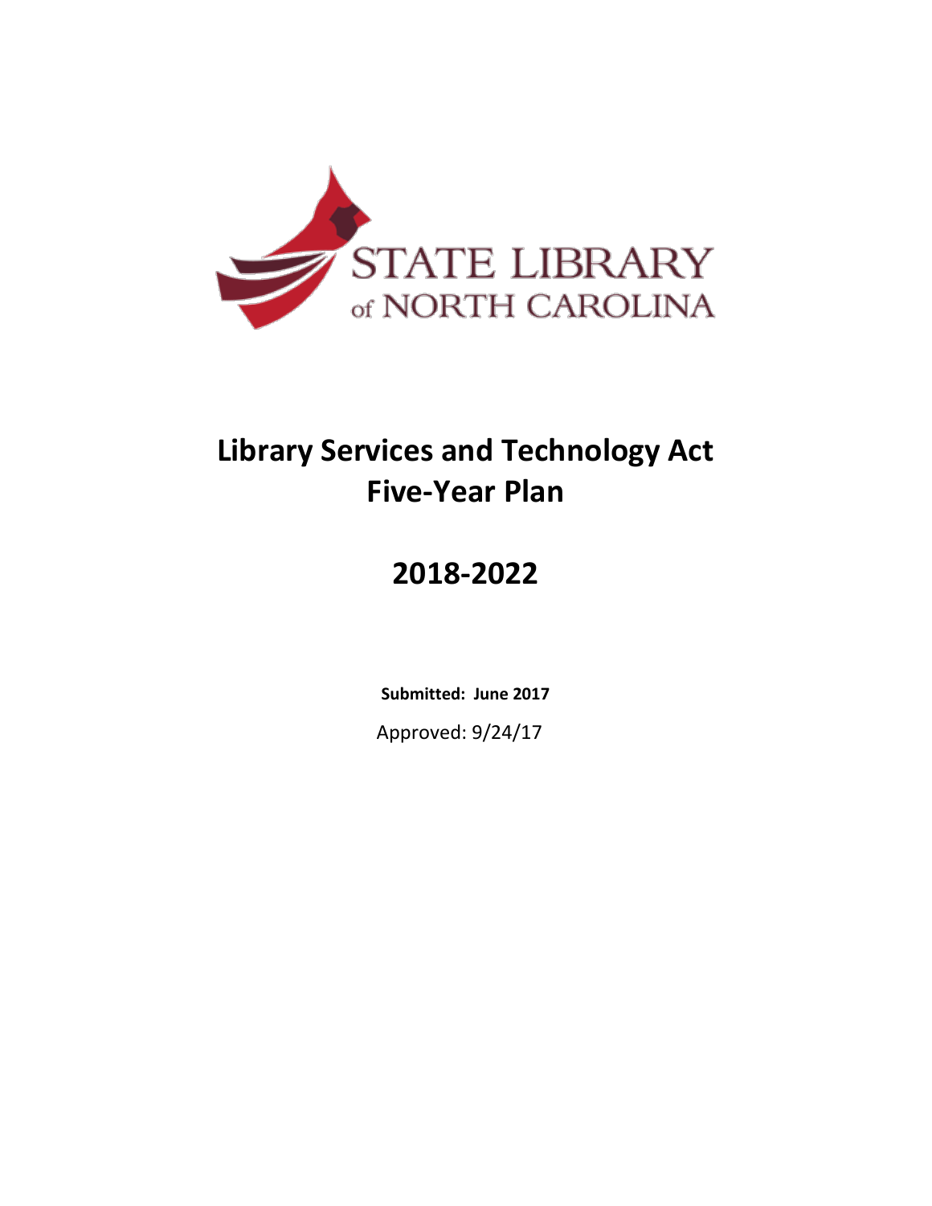STATE LIBRARY of NORTH CAROLINA

# Library Services and Technology Act Five-Year Plan

# 2018-2022

**Submitted: June 2017**

Approved: 9/24/17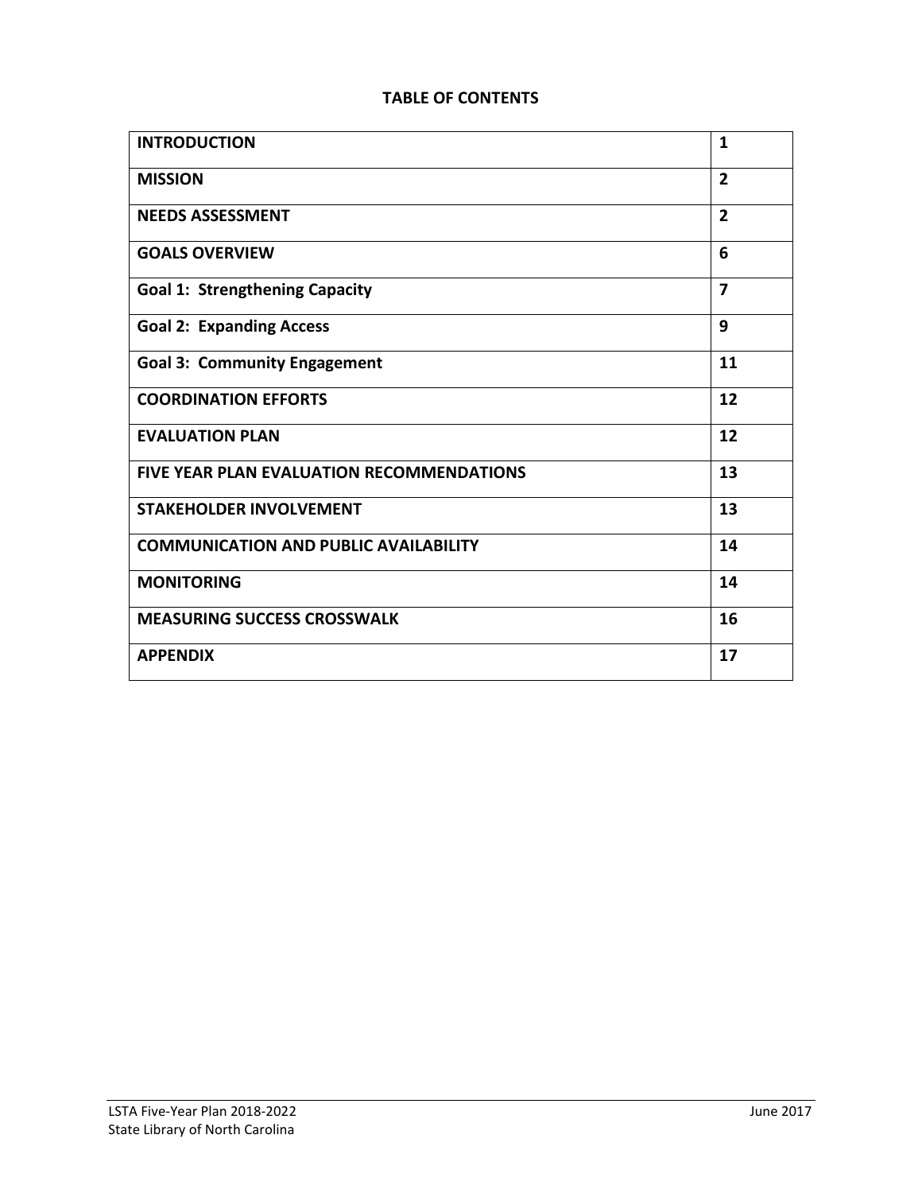## TABLE OF CONTENTS

| | |
|---|---|
| **INTRODUCTION** | **1** |
| **MISSION** | **2** |
| **NEEDS ASSESSMENT** | **2** |
| **GOALS OVERVIEW** | **6** |
| **Goal 1: Strengthening Capacity** | **7** |
| **Goal 2: Expanding Access** | **9** |
| **Goal 3: Community Engagement** | **11** |
| **COORDINATION EFFORTS** | **12** |
| **EVALUATION PLAN** | **12** |
| **FIVE YEAR PLAN EVALUATION RECOMMENDATIONS** | **13** |
| **STAKEHOLDER INVOLVEMENT** | **13** |
| **COMMUNICATION AND PUBLIC AVAILABILITY** | **14** |
| **MONITORING** | **14** |
| **MEASURING SUCCESS CROSSWALK** | **16** |
| **APPENDIX** | **17** |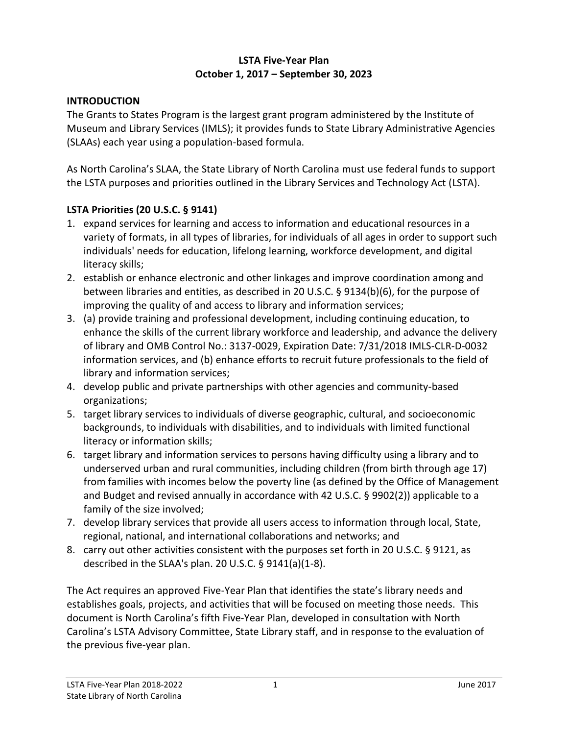**LSTA Five-Year Plan**
**October 1, 2017 – September 30, 2023**

## INTRODUCTION

The Grants to States Program is the largest grant program administered by the Institute of Museum and Library Services (IMLS); it provides funds to State Library Administrative Agencies (SLAAs) each year using a population-based formula.

As North Carolina's SLAA, the State Library of North Carolina must use federal funds to support the LSTA purposes and priorities outlined in the Library Services and Technology Act (LSTA).

### LSTA Priorities (20 U.S.C. § 9141)

1. expand services for learning and access to information and educational resources in a variety of formats, in all types of libraries, for individuals of all ages in order to support such individuals' needs for education, lifelong learning, workforce development, and digital literacy skills;
2. establish or enhance electronic and other linkages and improve coordination among and between libraries and entities, as described in 20 U.S.C. § 9134(b)(6), for the purpose of improving the quality of and access to library and information services;
3. (a) provide training and professional development, including continuing education, to enhance the skills of the current library workforce and leadership, and advance the delivery of library and OMB Control No.: 3137-0029, Expiration Date: 7/31/2018 IMLS-CLR-D-0032 information services, and (b) enhance efforts to recruit future professionals to the field of library and information services;
4. develop public and private partnerships with other agencies and community-based organizations;
5. target library services to individuals of diverse geographic, cultural, and socioeconomic backgrounds, to individuals with disabilities, and to individuals with limited functional literacy or information skills;
6. target library and information services to persons having difficulty using a library and to underserved urban and rural communities, including children (from birth through age 17) from families with incomes below the poverty line (as defined by the Office of Management and Budget and revised annually in accordance with 42 U.S.C. § 9902(2)) applicable to a family of the size involved;
7. develop library services that provide all users access to information through local, State, regional, national, and international collaborations and networks; and
8. carry out other activities consistent with the purposes set forth in 20 U.S.C. § 9121, as described in the SLAA's plan. 20 U.S.C. § 9141(a)(1-8).

The Act requires an approved Five-Year Plan that identifies the state's library needs and establishes goals, projects, and activities that will be focused on meeting those needs. This document is North Carolina's fifth Five-Year Plan, developed in consultation with North Carolina's LSTA Advisory Committee, State Library staff, and in response to the evaluation of the previous five-year plan.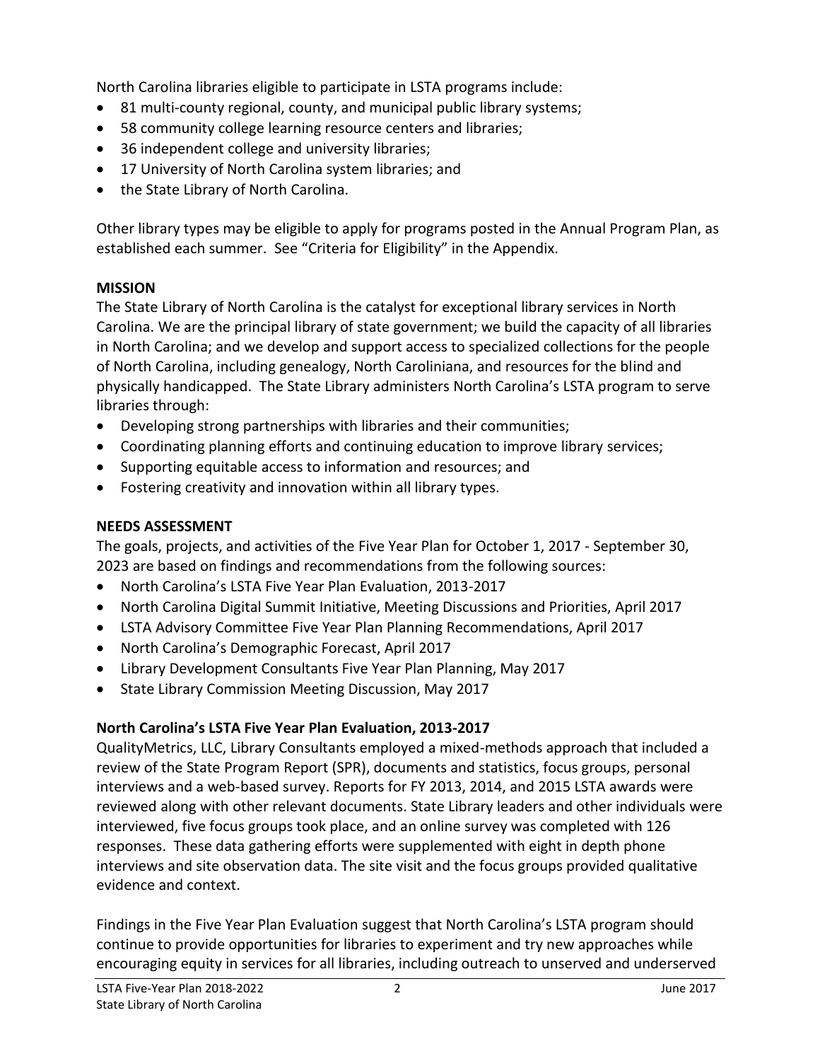North Carolina libraries eligible to participate in LSTA programs include:

- 81 multi-county regional, county, and municipal public library systems;
- 58 community college learning resource centers and libraries;
- 36 independent college and university libraries;
- 17 University of North Carolina system libraries; and
- the State Library of North Carolina.

Other library types may be eligible to apply for programs posted in the Annual Program Plan, as established each summer. See "Criteria for Eligibility" in the Appendix.

## MISSION

The State Library of North Carolina is the catalyst for exceptional library services in North Carolina. We are the principal library of state government; we build the capacity of all libraries in North Carolina; and we develop and support access to specialized collections for the people of North Carolina, including genealogy, North Caroliniana, and resources for the blind and physically handicapped. The State Library administers North Carolina's LSTA program to serve libraries through:

- Developing strong partnerships with libraries and their communities;
- Coordinating planning efforts and continuing education to improve library services;
- Supporting equitable access to information and resources; and
- Fostering creativity and innovation within all library types.

## NEEDS ASSESSMENT

The goals, projects, and activities of the Five Year Plan for October 1, 2017 - September 30, 2023 are based on findings and recommendations from the following sources:

- North Carolina's LSTA Five Year Plan Evaluation, 2013-2017
- North Carolina Digital Summit Initiative, Meeting Discussions and Priorities, April 2017
- LSTA Advisory Committee Five Year Plan Planning Recommendations, April 2017
- North Carolina's Demographic Forecast, April 2017
- Library Development Consultants Five Year Plan Planning, May 2017
- State Library Commission Meeting Discussion, May 2017

### North Carolina's LSTA Five Year Plan Evaluation, 2013-2017

QualityMetrics, LLC, Library Consultants employed a mixed-methods approach that included a review of the State Program Report (SPR), documents and statistics, focus groups, personal interviews and a web-based survey. Reports for FY 2013, 2014, and 2015 LSTA awards were reviewed along with other relevant documents. State Library leaders and other individuals were interviewed, five focus groups took place, and an online survey was completed with 126 responses. These data gathering efforts were supplemented with eight in depth phone interviews and site observation data. The site visit and the focus groups provided qualitative evidence and context.

Findings in the Five Year Plan Evaluation suggest that North Carolina's LSTA program should continue to provide opportunities for libraries to experiment and try new approaches while encouraging equity in services for all libraries, including outreach to unserved and underserved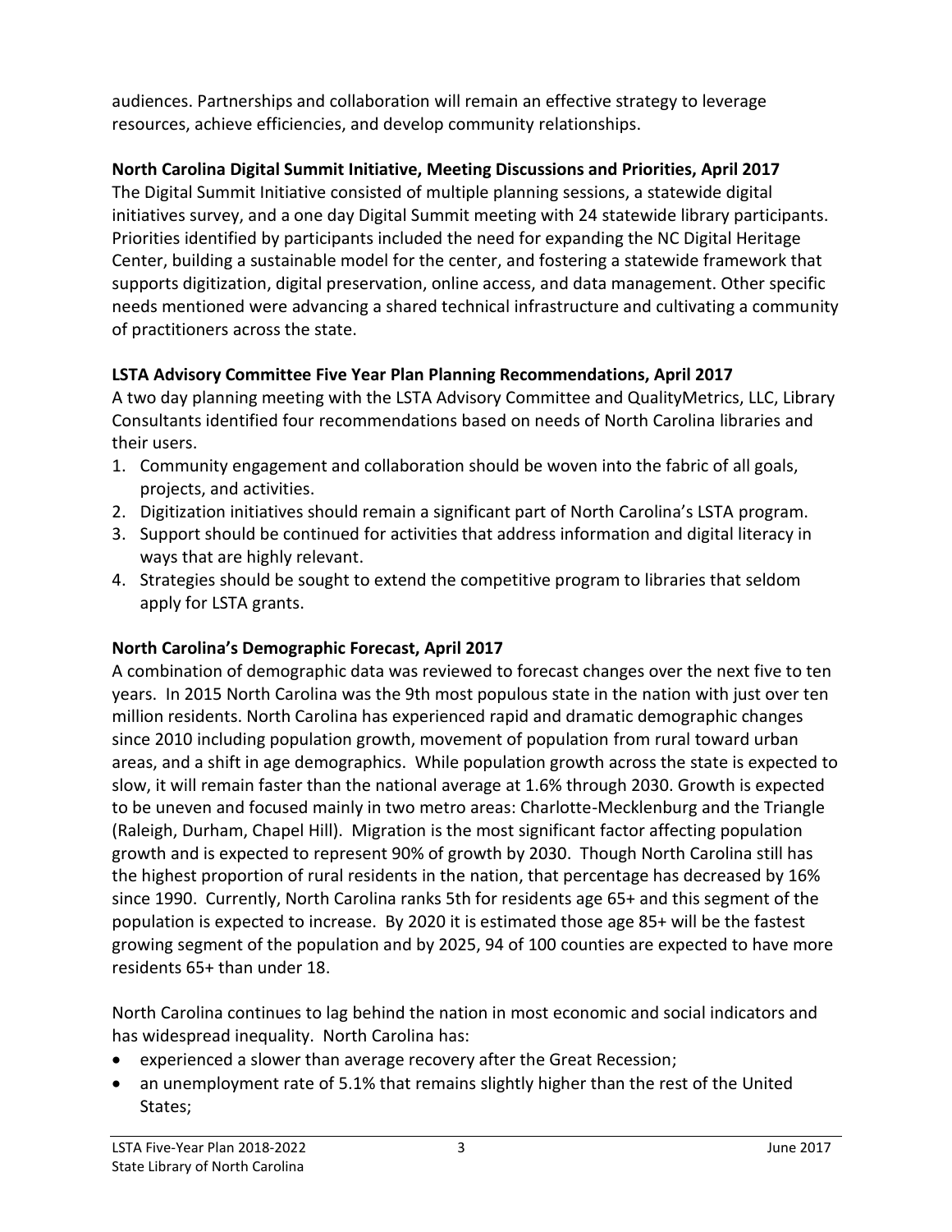audiences. Partnerships and collaboration will remain an effective strategy to leverage resources, achieve efficiencies, and develop community relationships.

**North Carolina Digital Summit Initiative, Meeting Discussions and Priorities, April 2017**

The Digital Summit Initiative consisted of multiple planning sessions, a statewide digital initiatives survey, and a one day Digital Summit meeting with 24 statewide library participants. Priorities identified by participants included the need for expanding the NC Digital Heritage Center, building a sustainable model for the center, and fostering a statewide framework that supports digitization, digital preservation, online access, and data management. Other specific needs mentioned were advancing a shared technical infrastructure and cultivating a community of practitioners across the state.

**LSTA Advisory Committee Five Year Plan Planning Recommendations, April 2017**

A two day planning meeting with the LSTA Advisory Committee and QualityMetrics, LLC, Library Consultants identified four recommendations based on needs of North Carolina libraries and their users.

1. Community engagement and collaboration should be woven into the fabric of all goals, projects, and activities.
2. Digitization initiatives should remain a significant part of North Carolina's LSTA program.
3. Support should be continued for activities that address information and digital literacy in ways that are highly relevant.
4. Strategies should be sought to extend the competitive program to libraries that seldom apply for LSTA grants.

**North Carolina's Demographic Forecast, April 2017**

A combination of demographic data was reviewed to forecast changes over the next five to ten years. In 2015 North Carolina was the 9th most populous state in the nation with just over ten million residents. North Carolina has experienced rapid and dramatic demographic changes since 2010 including population growth, movement of population from rural toward urban areas, and a shift in age demographics. While population growth across the state is expected to slow, it will remain faster than the national average at 1.6% through 2030. Growth is expected to be uneven and focused mainly in two metro areas: Charlotte-Mecklenburg and the Triangle (Raleigh, Durham, Chapel Hill). Migration is the most significant factor affecting population growth and is expected to represent 90% of growth by 2030. Though North Carolina still has the highest proportion of rural residents in the nation, that percentage has decreased by 16% since 1990. Currently, North Carolina ranks 5th for residents age 65+ and this segment of the population is expected to increase. By 2020 it is estimated those age 85+ will be the fastest growing segment of the population and by 2025, 94 of 100 counties are expected to have more residents 65+ than under 18.

North Carolina continues to lag behind the nation in most economic and social indicators and has widespread inequality. North Carolina has:

- experienced a slower than average recovery after the Great Recession;
- an unemployment rate of 5.1% that remains slightly higher than the rest of the United States;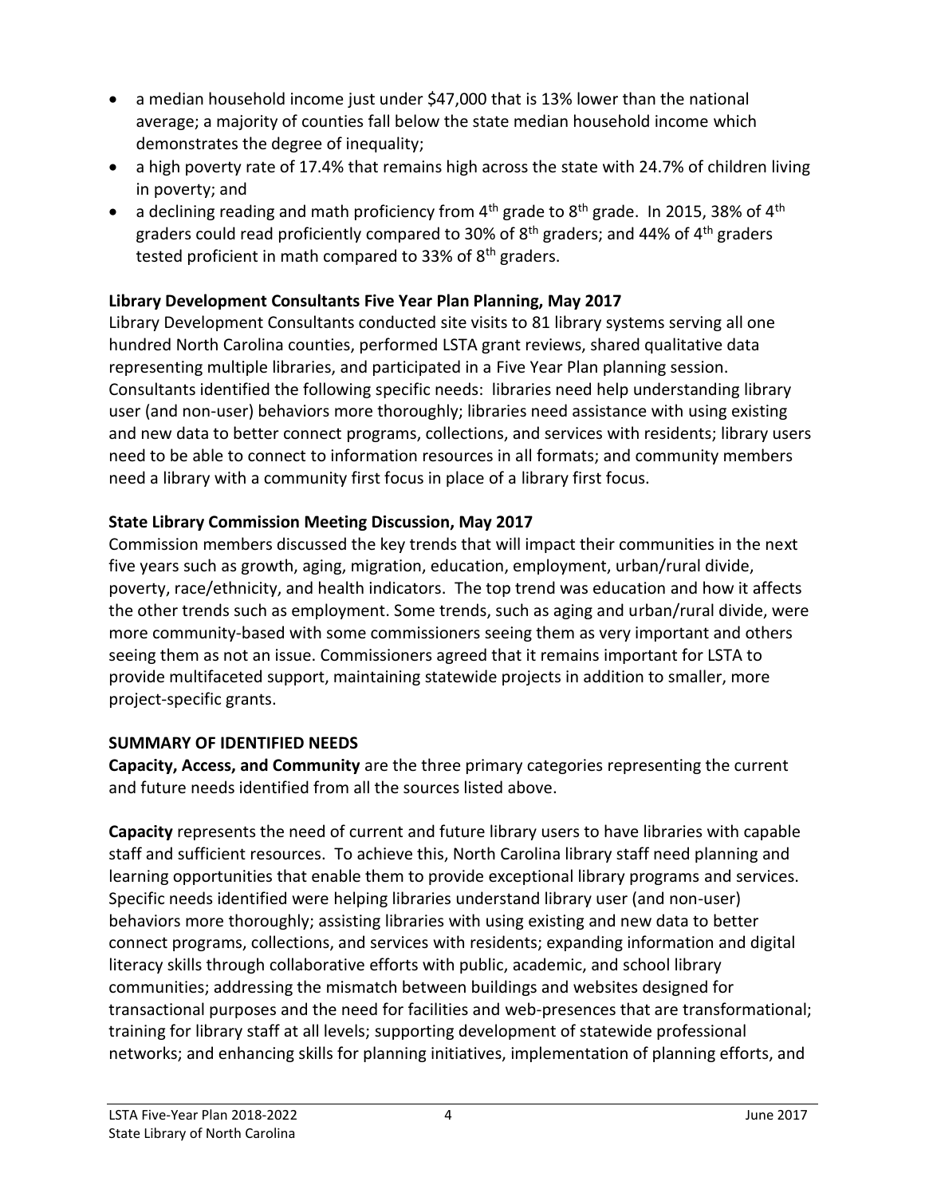- a median household income just under $47,000 that is 13% lower than the national average; a majority of counties fall below the state median household income which demonstrates the degree of inequality;
- a high poverty rate of 17.4% that remains high across the state with 24.7% of children living in poverty; and
- a declining reading and math proficiency from 4th grade to 8th grade. In 2015, 38% of 4th graders could read proficiently compared to 30% of 8th graders; and 44% of 4th graders tested proficient in math compared to 33% of 8th graders.

**Library Development Consultants Five Year Plan Planning, May 2017**

Library Development Consultants conducted site visits to 81 library systems serving all one hundred North Carolina counties, performed LSTA grant reviews, shared qualitative data representing multiple libraries, and participated in a Five Year Plan planning session. Consultants identified the following specific needs: libraries need help understanding library user (and non-user) behaviors more thoroughly; libraries need assistance with using existing and new data to better connect programs, collections, and services with residents; library users need to be able to connect to information resources in all formats; and community members need a library with a community first focus in place of a library first focus.

**State Library Commission Meeting Discussion, May 2017**

Commission members discussed the key trends that will impact their communities in the next five years such as growth, aging, migration, education, employment, urban/rural divide, poverty, race/ethnicity, and health indicators. The top trend was education and how it affects the other trends such as employment. Some trends, such as aging and urban/rural divide, were more community-based with some commissioners seeing them as very important and others seeing them as not an issue. Commissioners agreed that it remains important for LSTA to provide multifaceted support, maintaining statewide projects in addition to smaller, more project-specific grants.

**SUMMARY OF IDENTIFIED NEEDS**

**Capacity, Access, and Community** are the three primary categories representing the current and future needs identified from all the sources listed above.

**Capacity** represents the need of current and future library users to have libraries with capable staff and sufficient resources. To achieve this, North Carolina library staff need planning and learning opportunities that enable them to provide exceptional library programs and services. Specific needs identified were helping libraries understand library user (and non-user) behaviors more thoroughly; assisting libraries with using existing and new data to better connect programs, collections, and services with residents; expanding information and digital literacy skills through collaborative efforts with public, academic, and school library communities; addressing the mismatch between buildings and websites designed for transactional purposes and the need for facilities and web-presences that are transformational; training for library staff at all levels; supporting development of statewide professional networks; and enhancing skills for planning initiatives, implementation of planning efforts, and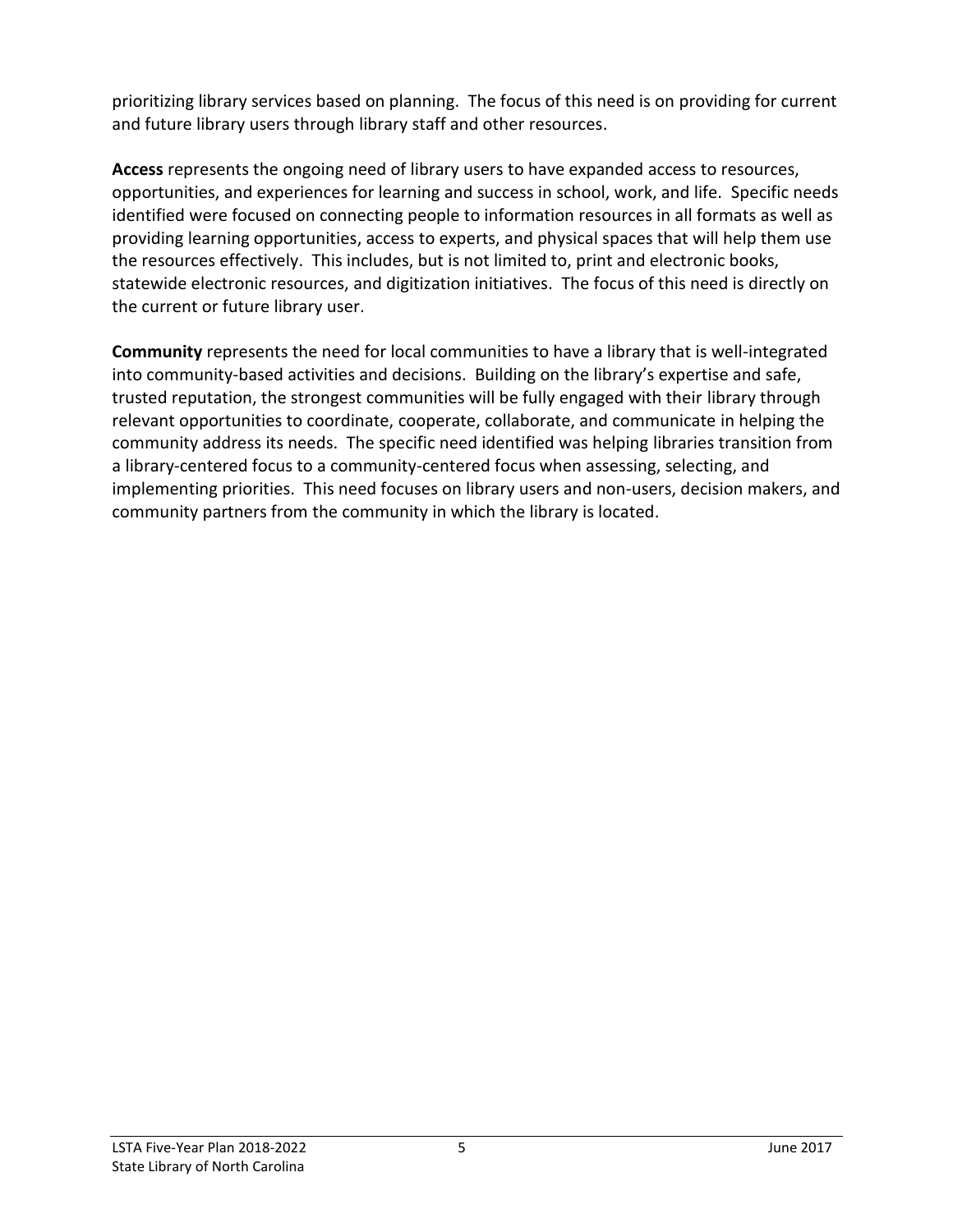prioritizing library services based on planning. The focus of this need is on providing for current and future library users through library staff and other resources.

**Access** represents the ongoing need of library users to have expanded access to resources, opportunities, and experiences for learning and success in school, work, and life. Specific needs identified were focused on connecting people to information resources in all formats as well as providing learning opportunities, access to experts, and physical spaces that will help them use the resources effectively. This includes, but is not limited to, print and electronic books, statewide electronic resources, and digitization initiatives. The focus of this need is directly on the current or future library user.

**Community** represents the need for local communities to have a library that is well-integrated into community-based activities and decisions. Building on the library's expertise and safe, trusted reputation, the strongest communities will be fully engaged with their library through relevant opportunities to coordinate, cooperate, collaborate, and communicate in helping the community address its needs. The specific need identified was helping libraries transition from a library-centered focus to a community-centered focus when assessing, selecting, and implementing priorities. This need focuses on library users and non-users, decision makers, and community partners from the community in which the library is located.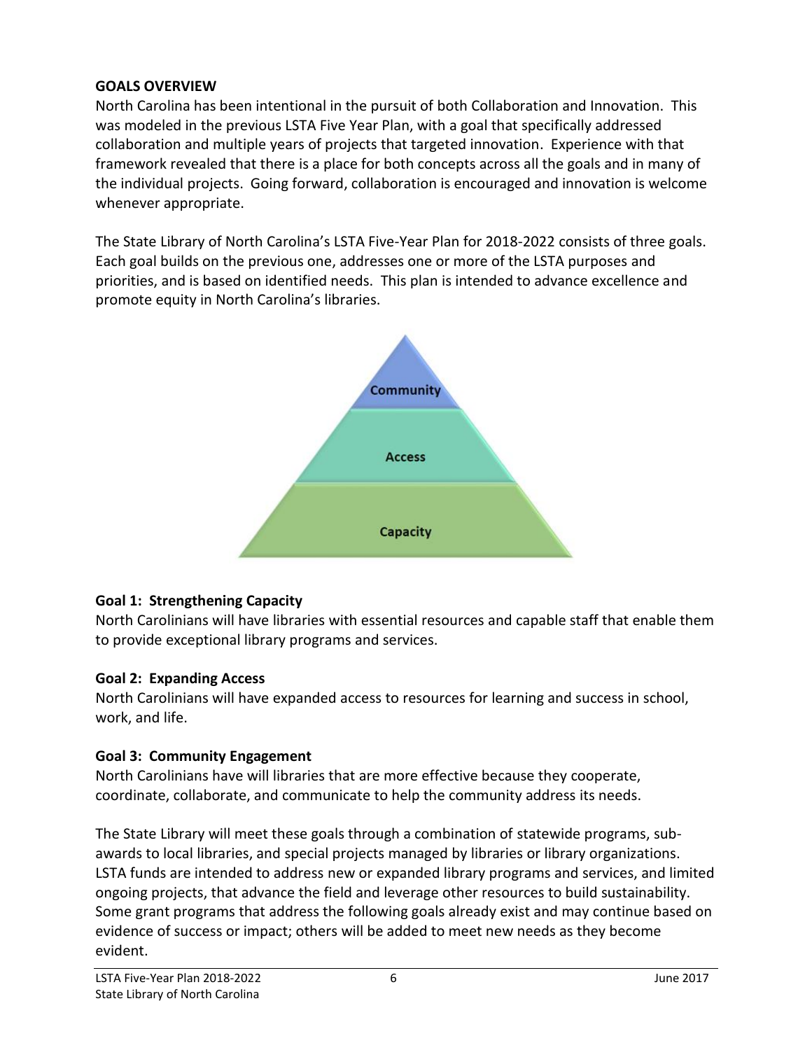## GOALS OVERVIEW

North Carolina has been intentional in the pursuit of both Collaboration and Innovation. This was modeled in the previous LSTA Five Year Plan, with a goal that specifically addressed collaboration and multiple years of projects that targeted innovation. Experience with that framework revealed that there is a place for both concepts across all the goals and in many of the individual projects. Going forward, collaboration is encouraged and innovation is welcome whenever appropriate.

The State Library of North Carolina's LSTA Five-Year Plan for 2018-2022 consists of three goals. Each goal builds on the previous one, addresses one or more of the LSTA purposes and priorities, and is based on identified needs. This plan is intended to advance excellence and promote equity in North Carolina's libraries.

Community

Access

Capacity

**Goal 1: Strengthening Capacity**

North Carolinians will have libraries with essential resources and capable staff that enable them to provide exceptional library programs and services.

**Goal 2: Expanding Access**

North Carolinians will have expanded access to resources for learning and success in school, work, and life.

**Goal 3: Community Engagement**

North Carolinians have will libraries that are more effective because they cooperate, coordinate, collaborate, and communicate to help the community address its needs.

The State Library will meet these goals through a combination of statewide programs, sub-awards to local libraries, and special projects managed by libraries or library organizations. LSTA funds are intended to address new or expanded library programs and services, and limited ongoing projects, that advance the field and leverage other resources to build sustainability. Some grant programs that address the following goals already exist and may continue based on evidence of success or impact; others will be added to meet new needs as they become evident.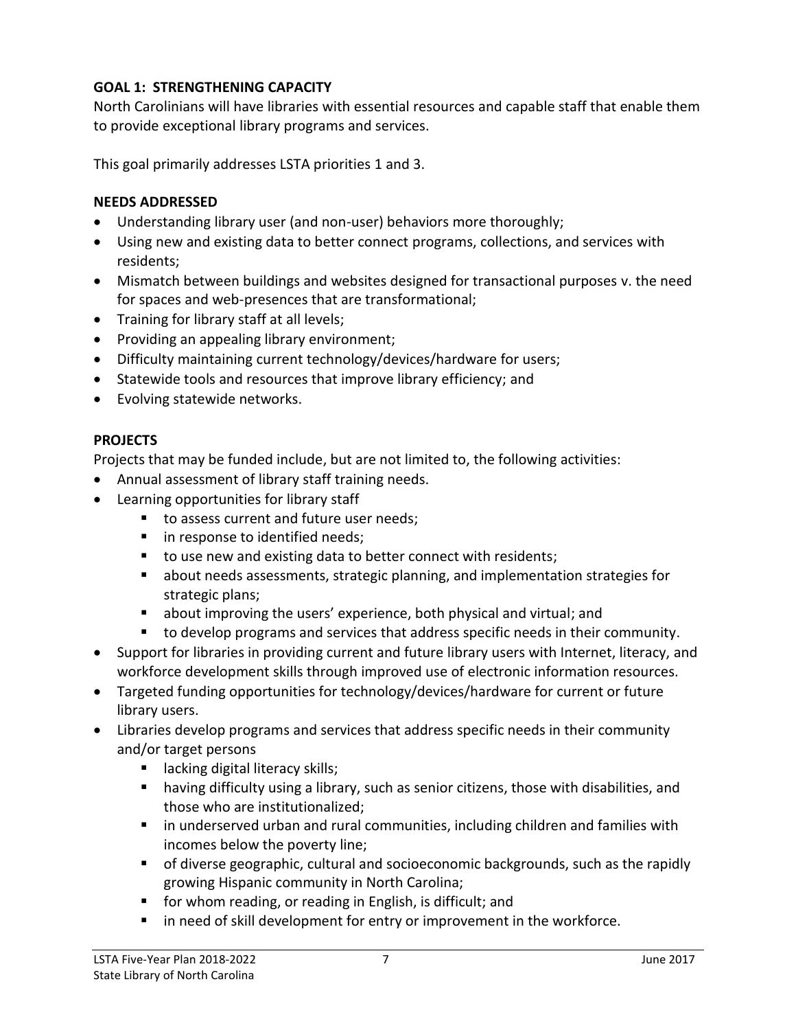**GOAL 1: STRENGTHENING CAPACITY**

North Carolinians will have libraries with essential resources and capable staff that enable them to provide exceptional library programs and services.

This goal primarily addresses LSTA priorities 1 and 3.

**NEEDS ADDRESSED**

- Understanding library user (and non-user) behaviors more thoroughly;
- Using new and existing data to better connect programs, collections, and services with residents;
- Mismatch between buildings and websites designed for transactional purposes v. the need for spaces and web-presences that are transformational;
- Training for library staff at all levels;
- Providing an appealing library environment;
- Difficulty maintaining current technology/devices/hardware for users;
- Statewide tools and resources that improve library efficiency; and
- Evolving statewide networks.

**PROJECTS**

Projects that may be funded include, but are not limited to, the following activities:

- Annual assessment of library staff training needs.
- Learning opportunities for library staff
    - to assess current and future user needs;
    - in response to identified needs;
    - to use new and existing data to better connect with residents;
    - about needs assessments, strategic planning, and implementation strategies for strategic plans;
    - about improving the users' experience, both physical and virtual; and
    - to develop programs and services that address specific needs in their community.
- Support for libraries in providing current and future library users with Internet, literacy, and workforce development skills through improved use of electronic information resources.
- Targeted funding opportunities for technology/devices/hardware for current or future library users.
- Libraries develop programs and services that address specific needs in their community and/or target persons
    - lacking digital literacy skills;
    - having difficulty using a library, such as senior citizens, those with disabilities, and those who are institutionalized;
    - in underserved urban and rural communities, including children and families with incomes below the poverty line;
    - of diverse geographic, cultural and socioeconomic backgrounds, such as the rapidly growing Hispanic community in North Carolina;
    - for whom reading, or reading in English, is difficult; and
    - in need of skill development for entry or improvement in the workforce.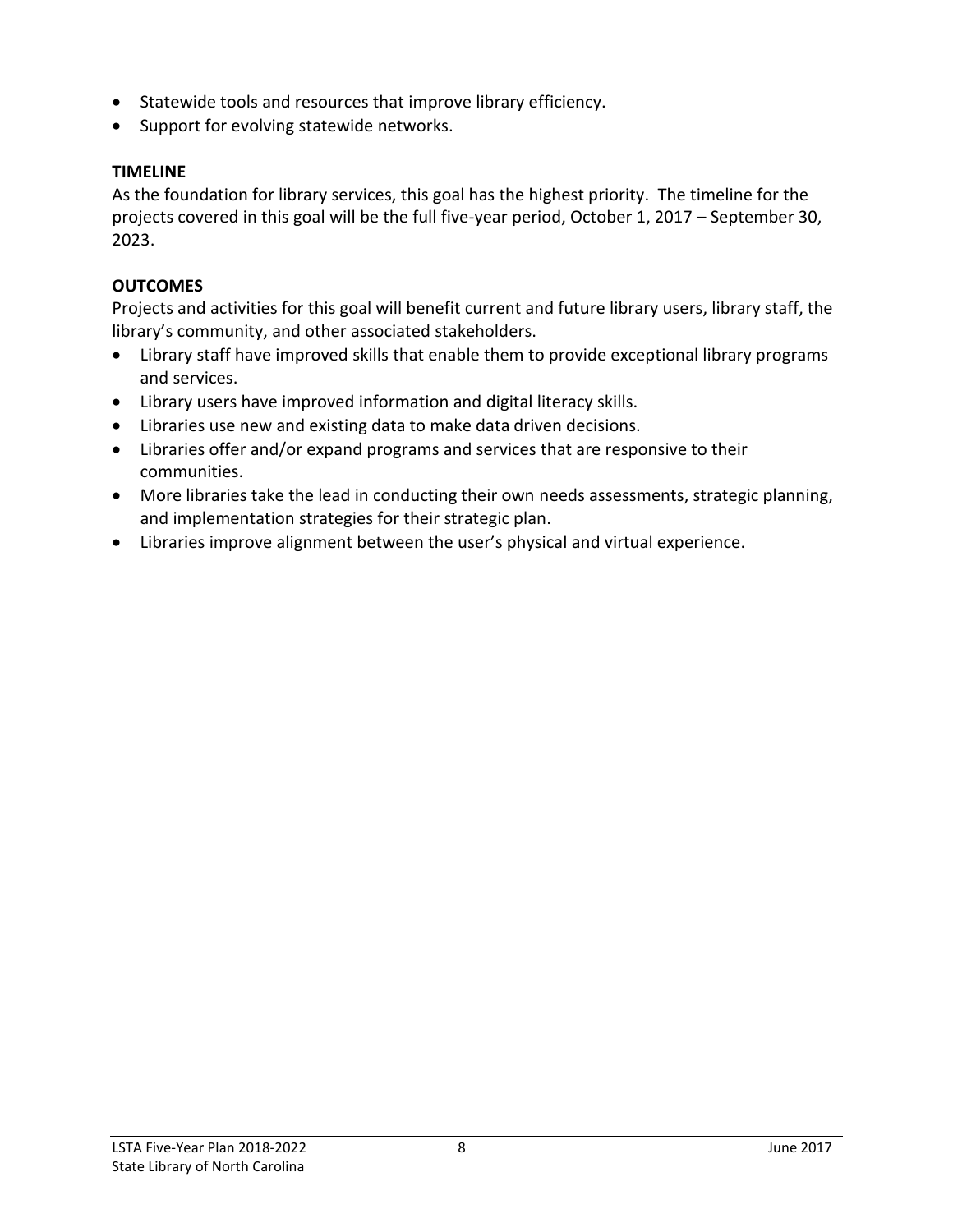- Statewide tools and resources that improve library efficiency.
- Support for evolving statewide networks.

**TIMELINE**

As the foundation for library services, this goal has the highest priority. The timeline for the projects covered in this goal will be the full five-year period, October 1, 2017 – September 30, 2023.

**OUTCOMES**

Projects and activities for this goal will benefit current and future library users, library staff, the library's community, and other associated stakeholders.

- Library staff have improved skills that enable them to provide exceptional library programs and services.
- Library users have improved information and digital literacy skills.
- Libraries use new and existing data to make data driven decisions.
- Libraries offer and/or expand programs and services that are responsive to their communities.
- More libraries take the lead in conducting their own needs assessments, strategic planning, and implementation strategies for their strategic plan.
- Libraries improve alignment between the user's physical and virtual experience.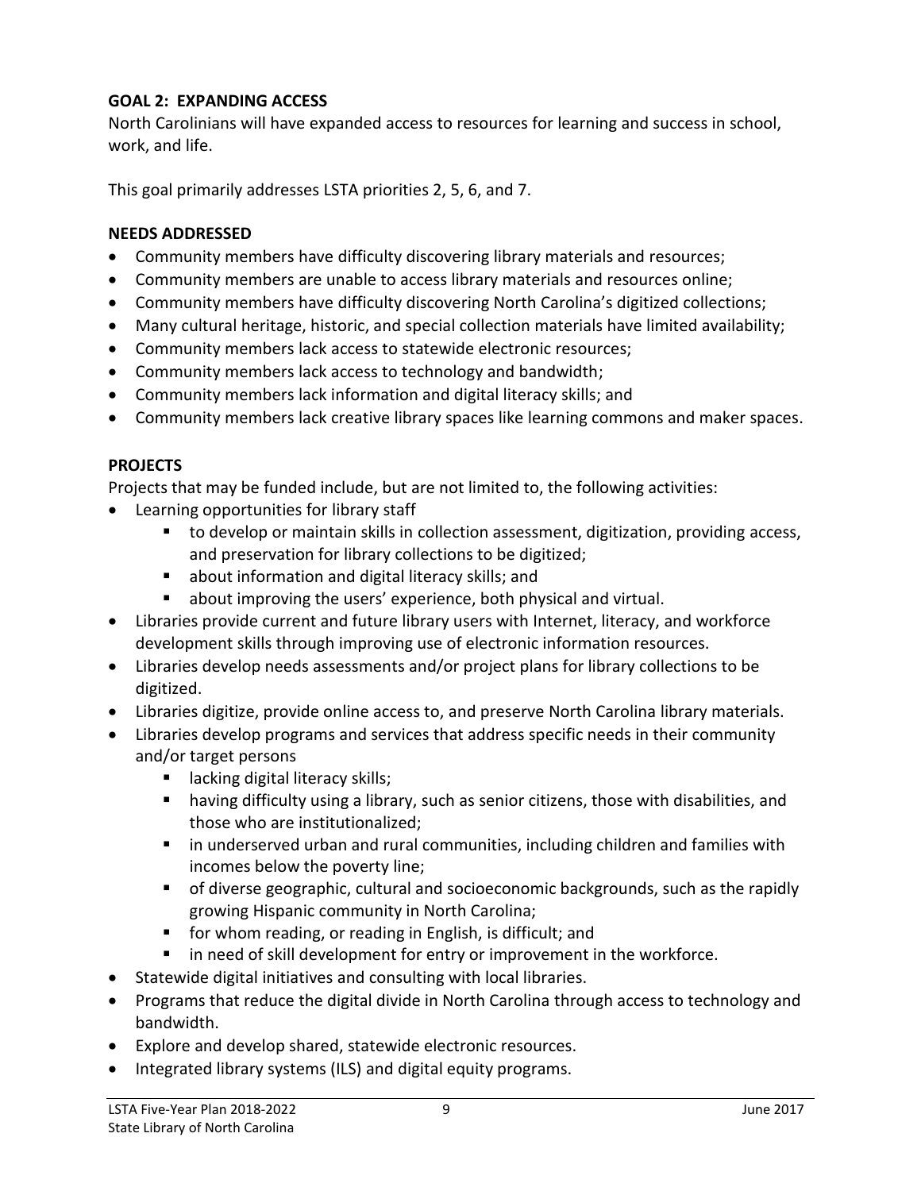**GOAL 2: EXPANDING ACCESS**

North Carolinians will have expanded access to resources for learning and success in school, work, and life.

This goal primarily addresses LSTA priorities 2, 5, 6, and 7.

**NEEDS ADDRESSED**

- Community members have difficulty discovering library materials and resources;
- Community members are unable to access library materials and resources online;
- Community members have difficulty discovering North Carolina's digitized collections;
- Many cultural heritage, historic, and special collection materials have limited availability;
- Community members lack access to statewide electronic resources;
- Community members lack access to technology and bandwidth;
- Community members lack information and digital literacy skills; and
- Community members lack creative library spaces like learning commons and maker spaces.

**PROJECTS**

Projects that may be funded include, but are not limited to, the following activities:

- Learning opportunities for library staff
  - to develop or maintain skills in collection assessment, digitization, providing access, and preservation for library collections to be digitized;
  - about information and digital literacy skills; and
  - about improving the users' experience, both physical and virtual.
- Libraries provide current and future library users with Internet, literacy, and workforce development skills through improving use of electronic information resources.
- Libraries develop needs assessments and/or project plans for library collections to be digitized.
- Libraries digitize, provide online access to, and preserve North Carolina library materials.
- Libraries develop programs and services that address specific needs in their community and/or target persons
  - lacking digital literacy skills;
  - having difficulty using a library, such as senior citizens, those with disabilities, and those who are institutionalized;
  - in underserved urban and rural communities, including children and families with incomes below the poverty line;
  - of diverse geographic, cultural and socioeconomic backgrounds, such as the rapidly growing Hispanic community in North Carolina;
  - for whom reading, or reading in English, is difficult; and
  - in need of skill development for entry or improvement in the workforce.
- Statewide digital initiatives and consulting with local libraries.
- Programs that reduce the digital divide in North Carolina through access to technology and bandwidth.
- Explore and develop shared, statewide electronic resources.
- Integrated library systems (ILS) and digital equity programs.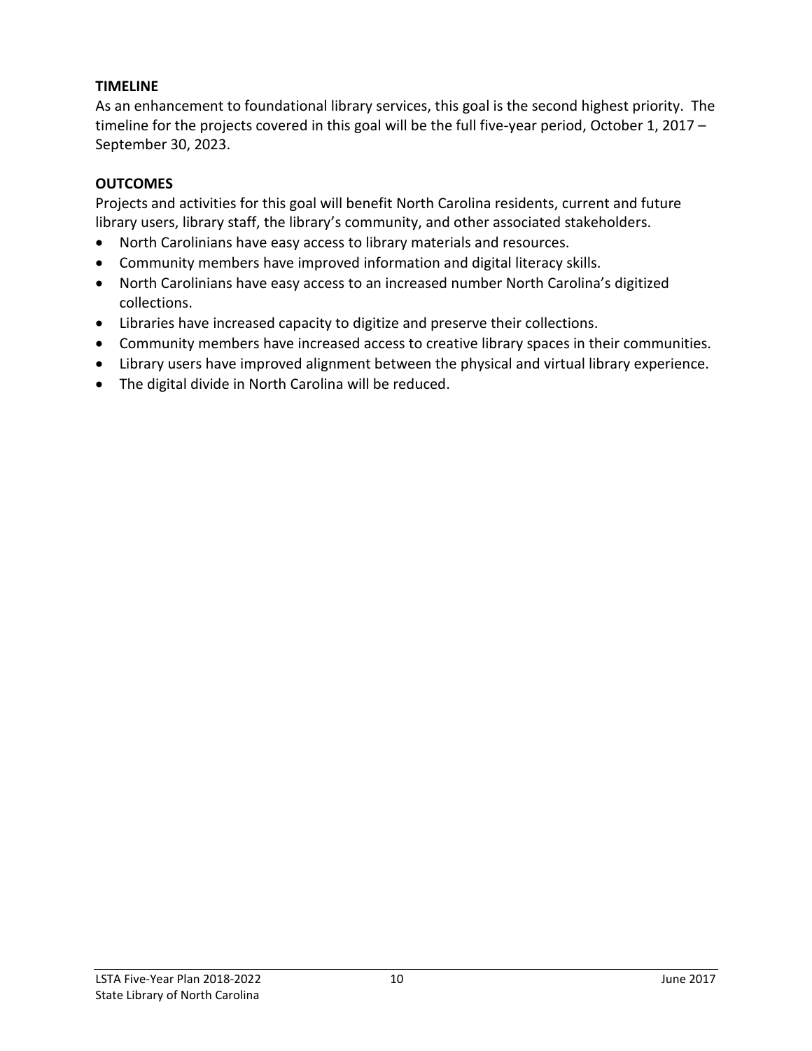**TIMELINE**

As an enhancement to foundational library services, this goal is the second highest priority. The timeline for the projects covered in this goal will be the full five-year period, October 1, 2017 – September 30, 2023.

**OUTCOMES**

Projects and activities for this goal will benefit North Carolina residents, current and future library users, library staff, the library's community, and other associated stakeholders.

- North Carolinians have easy access to library materials and resources.
- Community members have improved information and digital literacy skills.
- North Carolinians have easy access to an increased number North Carolina's digitized collections.
- Libraries have increased capacity to digitize and preserve their collections.
- Community members have increased access to creative library spaces in their communities.
- Library users have improved alignment between the physical and virtual library experience.
- The digital divide in North Carolina will be reduced.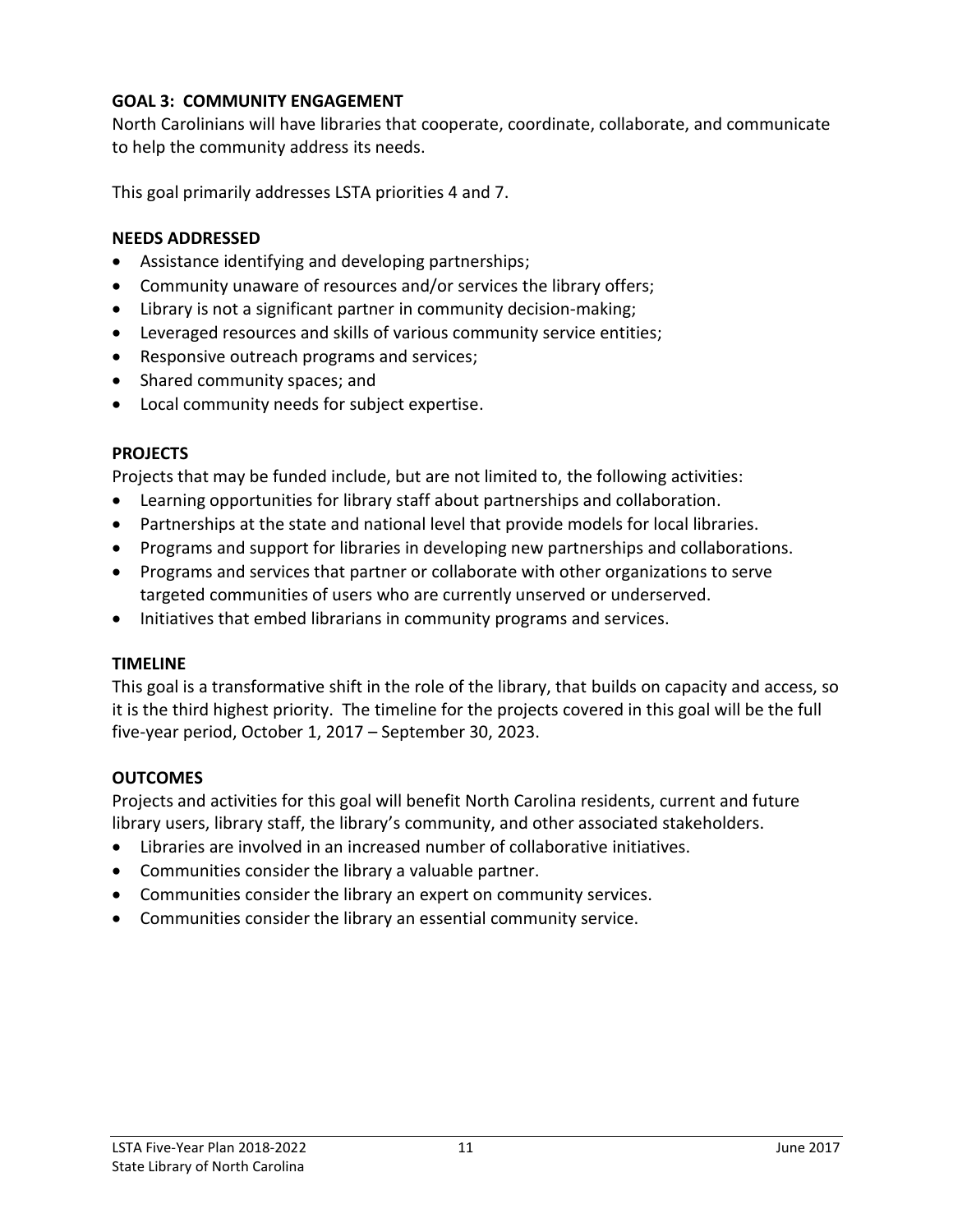## GOAL 3: COMMUNITY ENGAGEMENT

North Carolinians will have libraries that cooperate, coordinate, collaborate, and communicate to help the community address its needs.

This goal primarily addresses LSTA priorities 4 and 7.

### NEEDS ADDRESSED

- Assistance identifying and developing partnerships;
- Community unaware of resources and/or services the library offers;
- Library is not a significant partner in community decision-making;
- Leveraged resources and skills of various community service entities;
- Responsive outreach programs and services;
- Shared community spaces; and
- Local community needs for subject expertise.

### PROJECTS

Projects that may be funded include, but are not limited to, the following activities:

- Learning opportunities for library staff about partnerships and collaboration.
- Partnerships at the state and national level that provide models for local libraries.
- Programs and support for libraries in developing new partnerships and collaborations.
- Programs and services that partner or collaborate with other organizations to serve targeted communities of users who are currently unserved or underserved.
- Initiatives that embed librarians in community programs and services.

### TIMELINE

This goal is a transformative shift in the role of the library, that builds on capacity and access, so it is the third highest priority. The timeline for the projects covered in this goal will be the full five-year period, October 1, 2017 – September 30, 2023.

### OUTCOMES

Projects and activities for this goal will benefit North Carolina residents, current and future library users, library staff, the library's community, and other associated stakeholders.

- Libraries are involved in an increased number of collaborative initiatives.
- Communities consider the library a valuable partner.
- Communities consider the library an expert on community services.
- Communities consider the library an essential community service.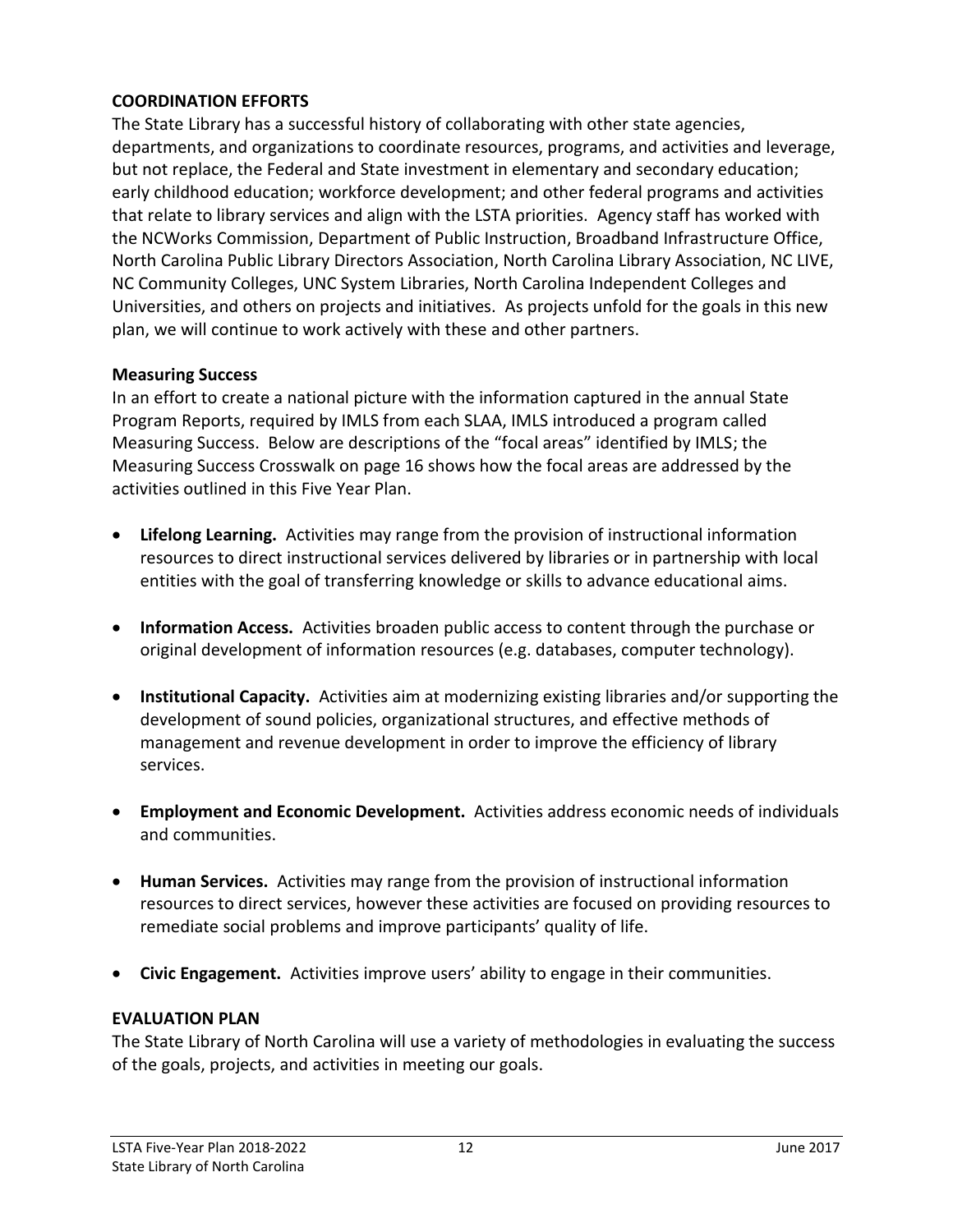## COORDINATION EFFORTS

The State Library has a successful history of collaborating with other state agencies, departments, and organizations to coordinate resources, programs, and activities and leverage, but not replace, the Federal and State investment in elementary and secondary education; early childhood education; workforce development; and other federal programs and activities that relate to library services and align with the LSTA priorities. Agency staff has worked with the NCWorks Commission, Department of Public Instruction, Broadband Infrastructure Office, North Carolina Public Library Directors Association, North Carolina Library Association, NC LIVE, NC Community Colleges, UNC System Libraries, North Carolina Independent Colleges and Universities, and others on projects and initiatives. As projects unfold for the goals in this new plan, we will continue to work actively with these and other partners.

### Measuring Success

In an effort to create a national picture with the information captured in the annual State Program Reports, required by IMLS from each SLAA, IMLS introduced a program called Measuring Success. Below are descriptions of the "focal areas" identified by IMLS; the Measuring Success Crosswalk on page 16 shows how the focal areas are addressed by the activities outlined in this Five Year Plan.

- **Lifelong Learning.** Activities may range from the provision of instructional information resources to direct instructional services delivered by libraries or in partnership with local entities with the goal of transferring knowledge or skills to advance educational aims.
- **Information Access.** Activities broaden public access to content through the purchase or original development of information resources (e.g. databases, computer technology).
- **Institutional Capacity.** Activities aim at modernizing existing libraries and/or supporting the development of sound policies, organizational structures, and effective methods of management and revenue development in order to improve the efficiency of library services.
- **Employment and Economic Development.** Activities address economic needs of individuals and communities.
- **Human Services.** Activities may range from the provision of instructional information resources to direct services, however these activities are focused on providing resources to remediate social problems and improve participants' quality of life.
- **Civic Engagement.** Activities improve users' ability to engage in their communities.

## EVALUATION PLAN

The State Library of North Carolina will use a variety of methodologies in evaluating the success of the goals, projects, and activities in meeting our goals.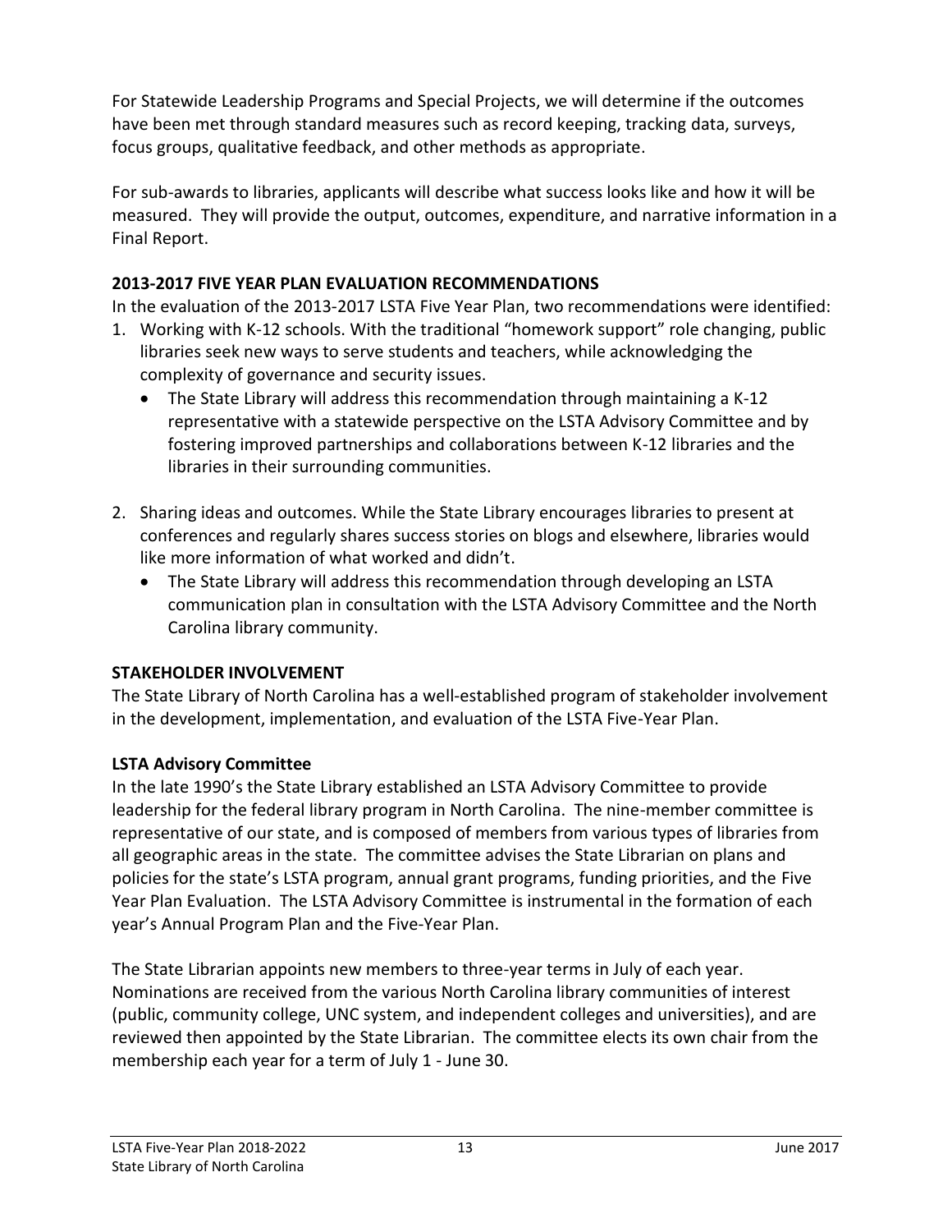For Statewide Leadership Programs and Special Projects, we will determine if the outcomes have been met through standard measures such as record keeping, tracking data, surveys, focus groups, qualitative feedback, and other methods as appropriate.

For sub-awards to libraries, applicants will describe what success looks like and how it will be measured. They will provide the output, outcomes, expenditure, and narrative information in a Final Report.

**2013-2017 FIVE YEAR PLAN EVALUATION RECOMMENDATIONS**

In the evaluation of the 2013-2017 LSTA Five Year Plan, two recommendations were identified:

1. Working with K-12 schools. With the traditional "homework support" role changing, public libraries seek new ways to serve students and teachers, while acknowledging the complexity of governance and security issues.
   - The State Library will address this recommendation through maintaining a K-12 representative with a statewide perspective on the LSTA Advisory Committee and by fostering improved partnerships and collaborations between K-12 libraries and the libraries in their surrounding communities.

2. Sharing ideas and outcomes. While the State Library encourages libraries to present at conferences and regularly shares success stories on blogs and elsewhere, libraries would like more information of what worked and didn't.
   - The State Library will address this recommendation through developing an LSTA communication plan in consultation with the LSTA Advisory Committee and the North Carolina library community.

**STAKEHOLDER INVOLVEMENT**

The State Library of North Carolina has a well-established program of stakeholder involvement in the development, implementation, and evaluation of the LSTA Five-Year Plan.

**LSTA Advisory Committee**

In the late 1990's the State Library established an LSTA Advisory Committee to provide leadership for the federal library program in North Carolina. The nine-member committee is representative of our state, and is composed of members from various types of libraries from all geographic areas in the state. The committee advises the State Librarian on plans and policies for the state's LSTA program, annual grant programs, funding priorities, and the Five Year Plan Evaluation. The LSTA Advisory Committee is instrumental in the formation of each year's Annual Program Plan and the Five-Year Plan.

The State Librarian appoints new members to three-year terms in July of each year. Nominations are received from the various North Carolina library communities of interest (public, community college, UNC system, and independent colleges and universities), and are reviewed then appointed by the State Librarian. The committee elects its own chair from the membership each year for a term of July 1 - June 30.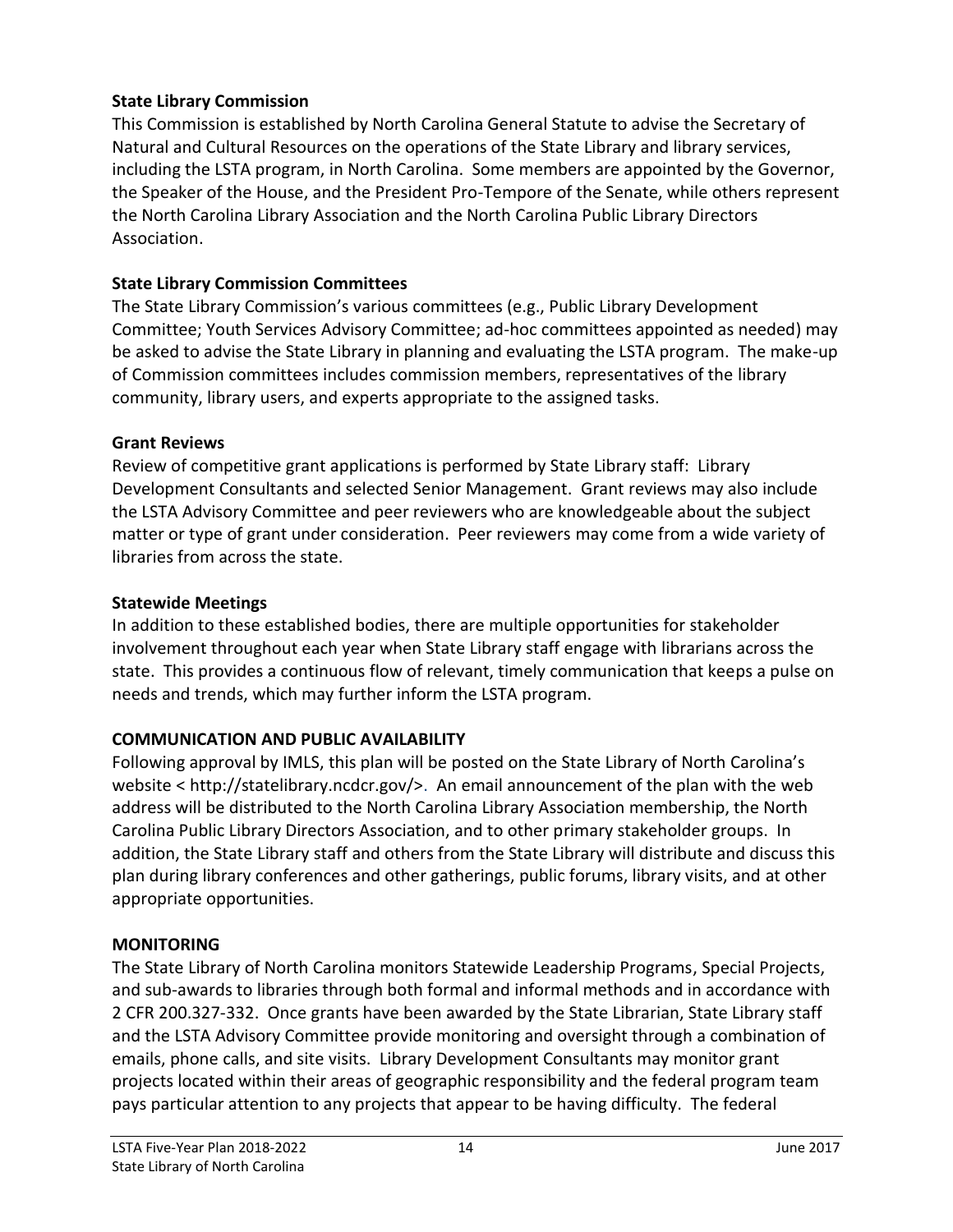**State Library Commission**

This Commission is established by North Carolina General Statute to advise the Secretary of Natural and Cultural Resources on the operations of the State Library and library services, including the LSTA program, in North Carolina. Some members are appointed by the Governor, the Speaker of the House, and the President Pro-Tempore of the Senate, while others represent the North Carolina Library Association and the North Carolina Public Library Directors Association.

**State Library Commission Committees**

The State Library Commission's various committees (e.g., Public Library Development Committee; Youth Services Advisory Committee; ad-hoc committees appointed as needed) may be asked to advise the State Library in planning and evaluating the LSTA program. The make-up of Commission committees includes commission members, representatives of the library community, library users, and experts appropriate to the assigned tasks.

**Grant Reviews**

Review of competitive grant applications is performed by State Library staff: Library Development Consultants and selected Senior Management. Grant reviews may also include the LSTA Advisory Committee and peer reviewers who are knowledgeable about the subject matter or type of grant under consideration. Peer reviewers may come from a wide variety of libraries from across the state.

**Statewide Meetings**

In addition to these established bodies, there are multiple opportunities for stakeholder involvement throughout each year when State Library staff engage with librarians across the state. This provides a continuous flow of relevant, timely communication that keeps a pulse on needs and trends, which may further inform the LSTA program.

## COMMUNICATION AND PUBLIC AVAILABILITY

Following approval by IMLS, this plan will be posted on the State Library of North Carolina's website < http://statelibrary.ncdcr.gov/>. An email announcement of the plan with the web address will be distributed to the North Carolina Library Association membership, the North Carolina Public Library Directors Association, and to other primary stakeholder groups. In addition, the State Library staff and others from the State Library will distribute and discuss this plan during library conferences and other gatherings, public forums, library visits, and at other appropriate opportunities.

## MONITORING

The State Library of North Carolina monitors Statewide Leadership Programs, Special Projects, and sub-awards to libraries through both formal and informal methods and in accordance with 2 CFR 200.327-332. Once grants have been awarded by the State Librarian, State Library staff and the LSTA Advisory Committee provide monitoring and oversight through a combination of emails, phone calls, and site visits. Library Development Consultants may monitor grant projects located within their areas of geographic responsibility and the federal program team pays particular attention to any projects that appear to be having difficulty. The federal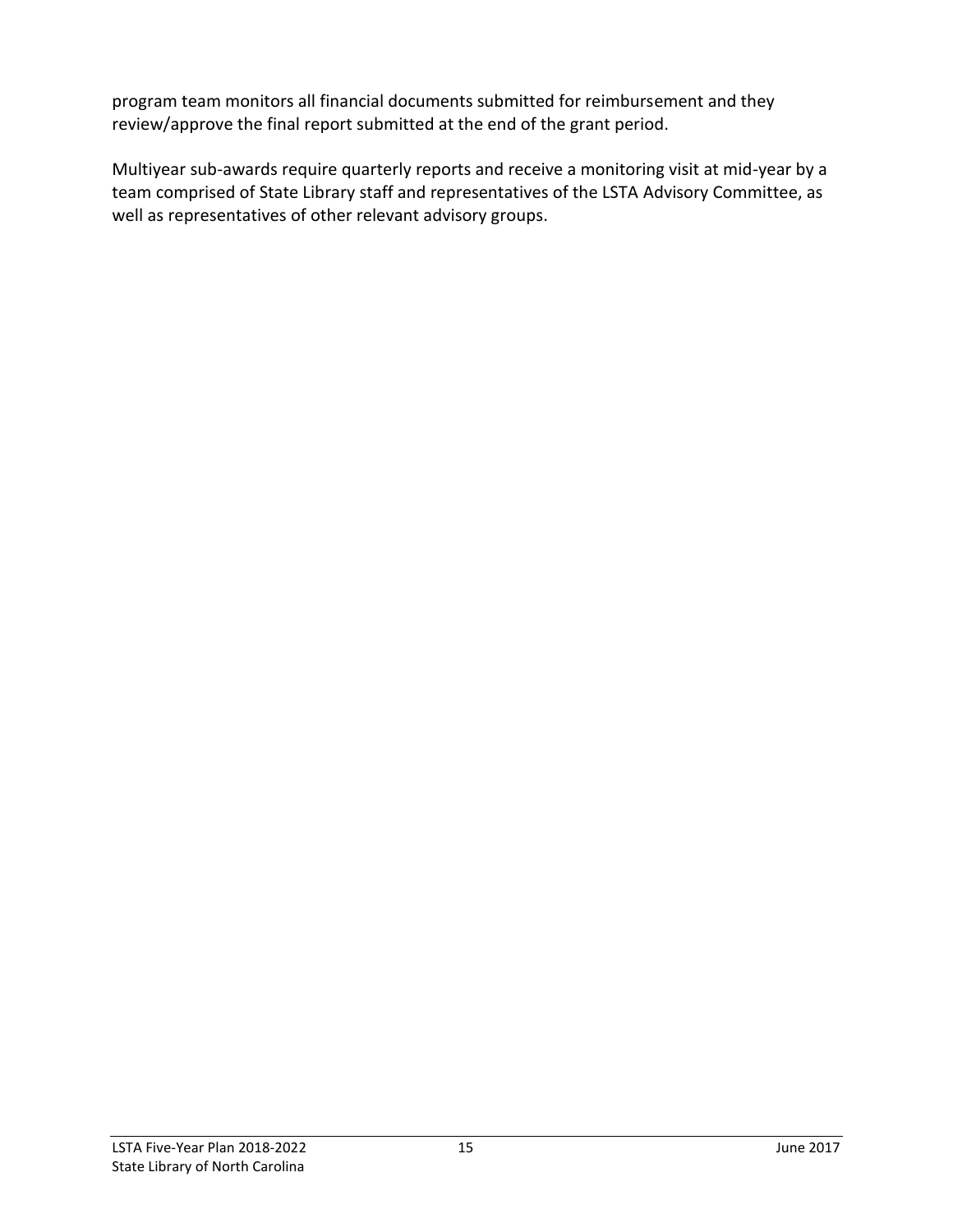program team monitors all financial documents submitted for reimbursement and they review/approve the final report submitted at the end of the grant period.

Multiyear sub-awards require quarterly reports and receive a monitoring visit at mid-year by a team comprised of State Library staff and representatives of the LSTA Advisory Committee, as well as representatives of other relevant advisory groups.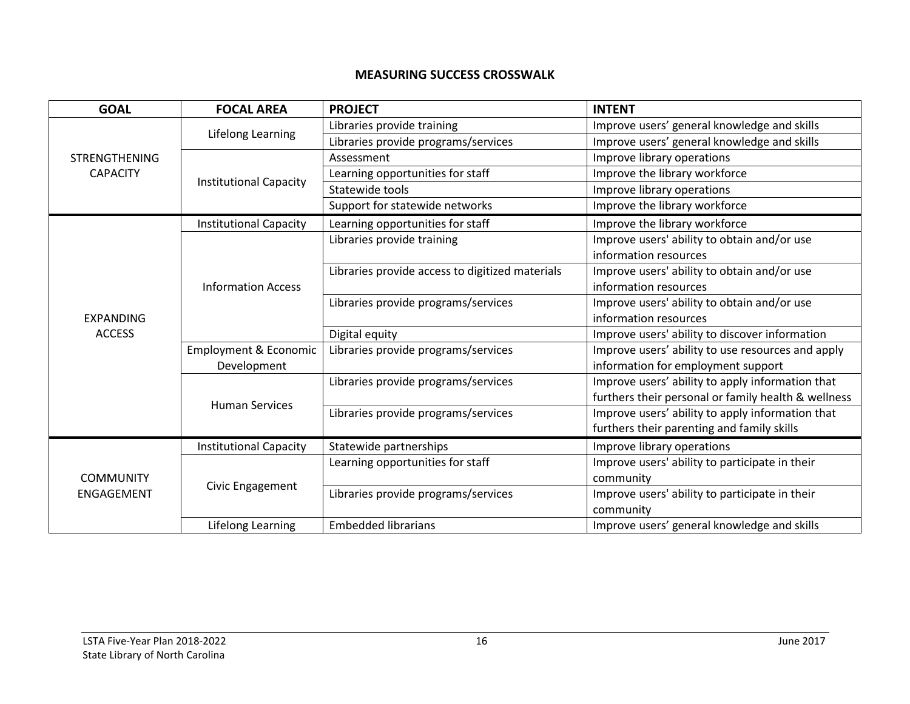# MEASURING SUCCESS CROSSWALK

| GOAL | FOCAL AREA | PROJECT | INTENT |
|---|---|---|---|
| STRENGTHENING CAPACITY | Lifelong Learning | Libraries provide training | Improve users’ general knowledge and skills |
| | | Libraries provide programs/services | Improve users’ general knowledge and skills |
| | Institutional Capacity | Assessment | Improve library operations |
| | | Learning opportunities for staff | Improve the library workforce |
| | | Statewide tools | Improve library operations |
| | | Support for statewide networks | Improve the library workforce |
| EXPANDING ACCESS | Institutional Capacity | Learning opportunities for staff | Improve the library workforce |
| | Information Access | Libraries provide training | Improve users' ability to obtain and/or use information resources |
| | | Libraries provide access to digitized materials | Improve users' ability to obtain and/or use information resources |
| | | Libraries provide programs/services | Improve users' ability to obtain and/or use information resources |
| | | Digital equity | Improve users' ability to discover information |
| | Employment & Economic Development | Libraries provide programs/services | Improve users’ ability to use resources and apply information for employment support |
| | Human Services | Libraries provide programs/services | Improve users’ ability to apply information that furthers their personal or family health & wellness |
| | | Libraries provide programs/services | Improve users’ ability to apply information that furthers their parenting and family skills |
| COMMUNITY ENGAGEMENT | Institutional Capacity | Statewide partnerships | Improve library operations |
| | Civic Engagement | Learning opportunities for staff | Improve users' ability to participate in their community |
| | | Libraries provide programs/services | Improve users' ability to participate in their community |
| | Lifelong Learning | Embedded librarians | Improve users’ general knowledge and skills |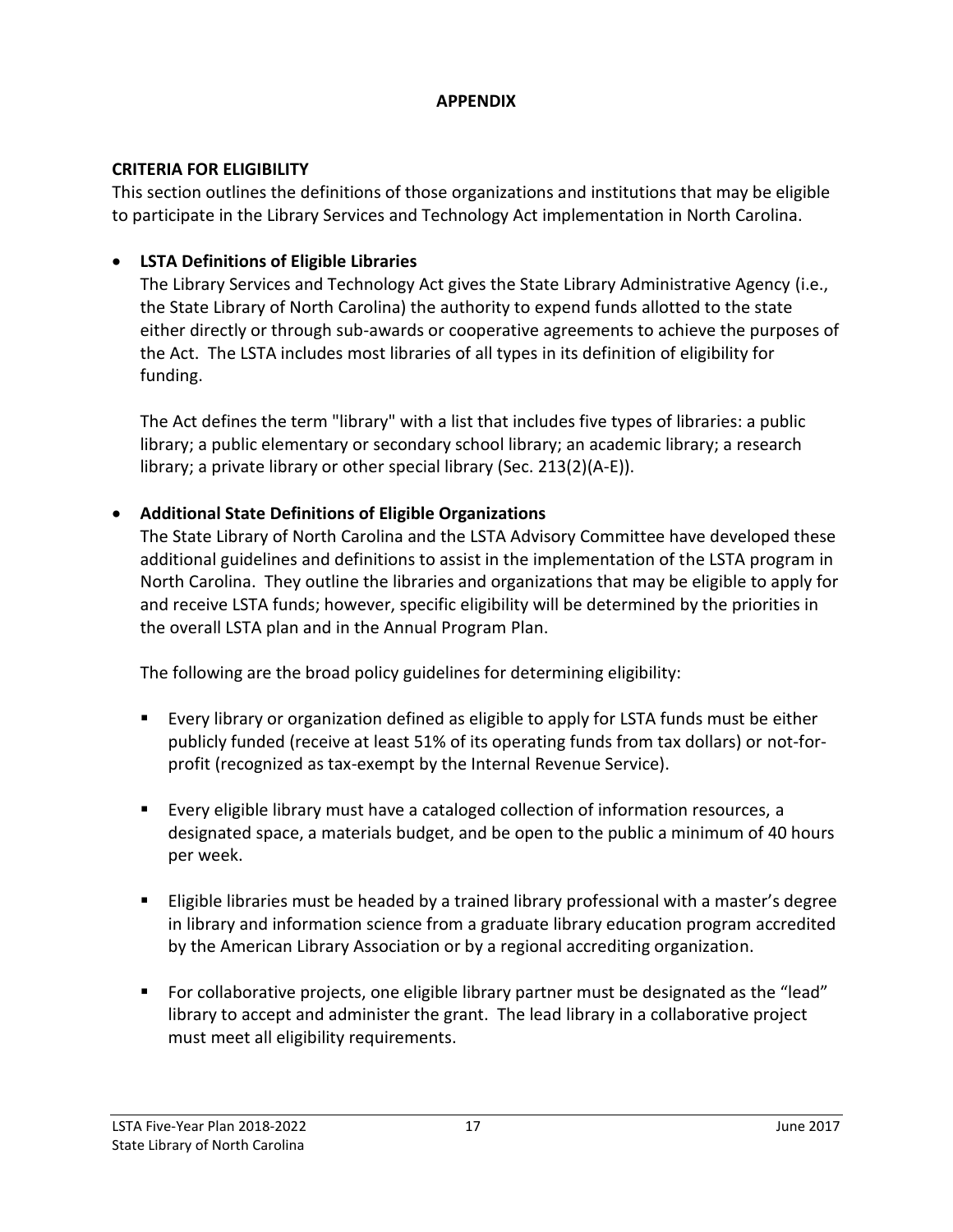## APPENDIX

### CRITERIA FOR ELIGIBILITY

This section outlines the definitions of those organizations and institutions that may be eligible to participate in the Library Services and Technology Act implementation in North Carolina.

- **LSTA Definitions of Eligible Libraries**

  The Library Services and Technology Act gives the State Library Administrative Agency (i.e., the State Library of North Carolina) the authority to expend funds allotted to the state either directly or through sub-awards or cooperative agreements to achieve the purposes of the Act. The LSTA includes most libraries of all types in its definition of eligibility for funding.

  The Act defines the term "library" with a list that includes five types of libraries: a public library; a public elementary or secondary school library; an academic library; a research library; a private library or other special library (Sec. 213(2)(A-E)).

- **Additional State Definitions of Eligible Organizations**

  The State Library of North Carolina and the LSTA Advisory Committee have developed these additional guidelines and definitions to assist in the implementation of the LSTA program in North Carolina. They outline the libraries and organizations that may be eligible to apply for and receive LSTA funds; however, specific eligibility will be determined by the priorities in the overall LSTA plan and in the Annual Program Plan.

  The following are the broad policy guidelines for determining eligibility:

  - Every library or organization defined as eligible to apply for LSTA funds must be either publicly funded (receive at least 51% of its operating funds from tax dollars) or not-for-profit (recognized as tax-exempt by the Internal Revenue Service).

  - Every eligible library must have a cataloged collection of information resources, a designated space, a materials budget, and be open to the public a minimum of 40 hours per week.

  - Eligible libraries must be headed by a trained library professional with a master's degree in library and information science from a graduate library education program accredited by the American Library Association or by a regional accrediting organization.

  - For collaborative projects, one eligible library partner must be designated as the "lead" library to accept and administer the grant. The lead library in a collaborative project must meet all eligibility requirements.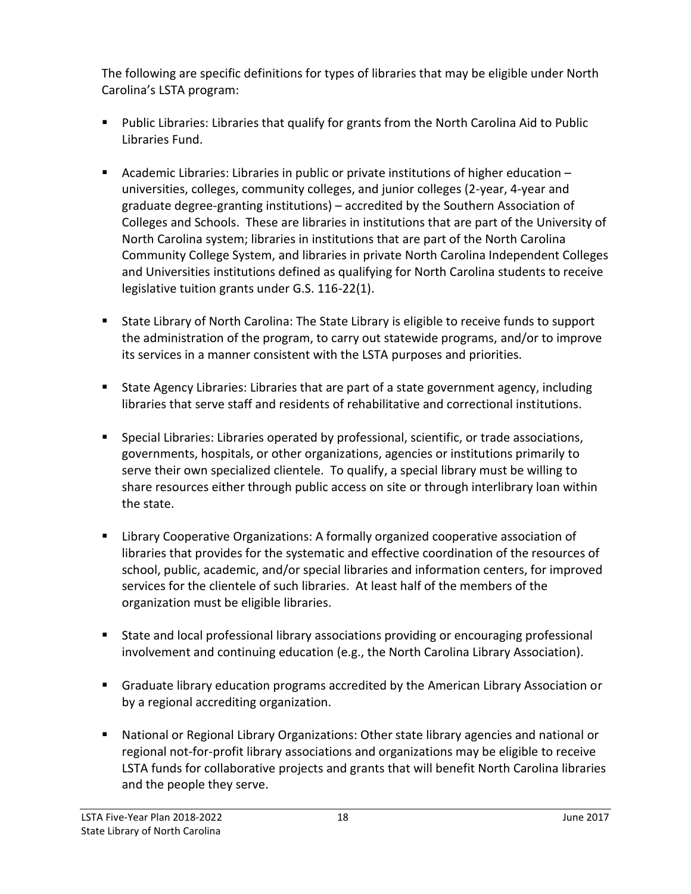The following are specific definitions for types of libraries that may be eligible under North Carolina's LSTA program:

- Public Libraries: Libraries that qualify for grants from the North Carolina Aid to Public Libraries Fund.
- Academic Libraries: Libraries in public or private institutions of higher education – universities, colleges, community colleges, and junior colleges (2-year, 4-year and graduate degree-granting institutions) – accredited by the Southern Association of Colleges and Schools. These are libraries in institutions that are part of the University of North Carolina system; libraries in institutions that are part of the North Carolina Community College System, and libraries in private North Carolina Independent Colleges and Universities institutions defined as qualifying for North Carolina students to receive legislative tuition grants under G.S. 116-22(1).
- State Library of North Carolina: The State Library is eligible to receive funds to support the administration of the program, to carry out statewide programs, and/or to improve its services in a manner consistent with the LSTA purposes and priorities.
- State Agency Libraries: Libraries that are part of a state government agency, including libraries that serve staff and residents of rehabilitative and correctional institutions.
- Special Libraries: Libraries operated by professional, scientific, or trade associations, governments, hospitals, or other organizations, agencies or institutions primarily to serve their own specialized clientele. To qualify, a special library must be willing to share resources either through public access on site or through interlibrary loan within the state.
- Library Cooperative Organizations: A formally organized cooperative association of libraries that provides for the systematic and effective coordination of the resources of school, public, academic, and/or special libraries and information centers, for improved services for the clientele of such libraries. At least half of the members of the organization must be eligible libraries.
- State and local professional library associations providing or encouraging professional involvement and continuing education (e.g., the North Carolina Library Association).
- Graduate library education programs accredited by the American Library Association or by a regional accrediting organization.
- National or Regional Library Organizations: Other state library agencies and national or regional not-for-profit library associations and organizations may be eligible to receive LSTA funds for collaborative projects and grants that will benefit North Carolina libraries and the people they serve.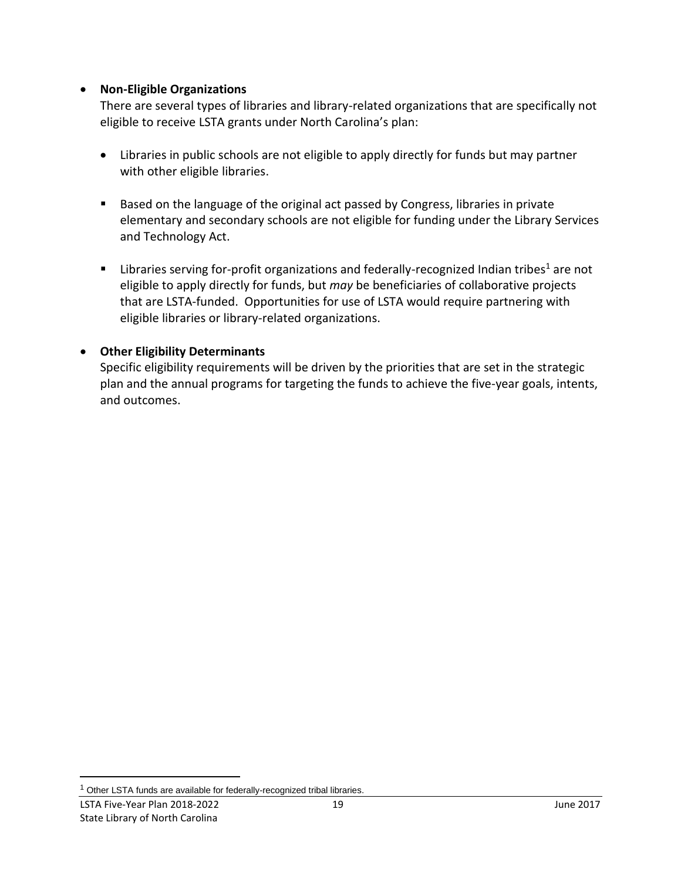- **Non-Eligible Organizations**

  There are several types of libraries and library-related organizations that are specifically not eligible to receive LSTA grants under North Carolina's plan:

  - Libraries in public schools are not eligible to apply directly for funds but may partner with other eligible libraries.

  - Based on the language of the original act passed by Congress, libraries in private elementary and secondary schools are not eligible for funding under the Library Services and Technology Act.

  - Libraries serving for-profit organizations and federally-recognized Indian tribes[1] are not eligible to apply directly for funds, but *may* be beneficiaries of collaborative projects that are LSTA-funded. Opportunities for use of LSTA would require partnering with eligible libraries or library-related organizations.

- **Other Eligibility Determinants**

  Specific eligibility requirements will be driven by the priorities that are set in the strategic plan and the annual programs for targeting the funds to achieve the five-year goals, intents, and outcomes.

---

[1] Other LSTA funds are available for federally-recognized tribal libraries.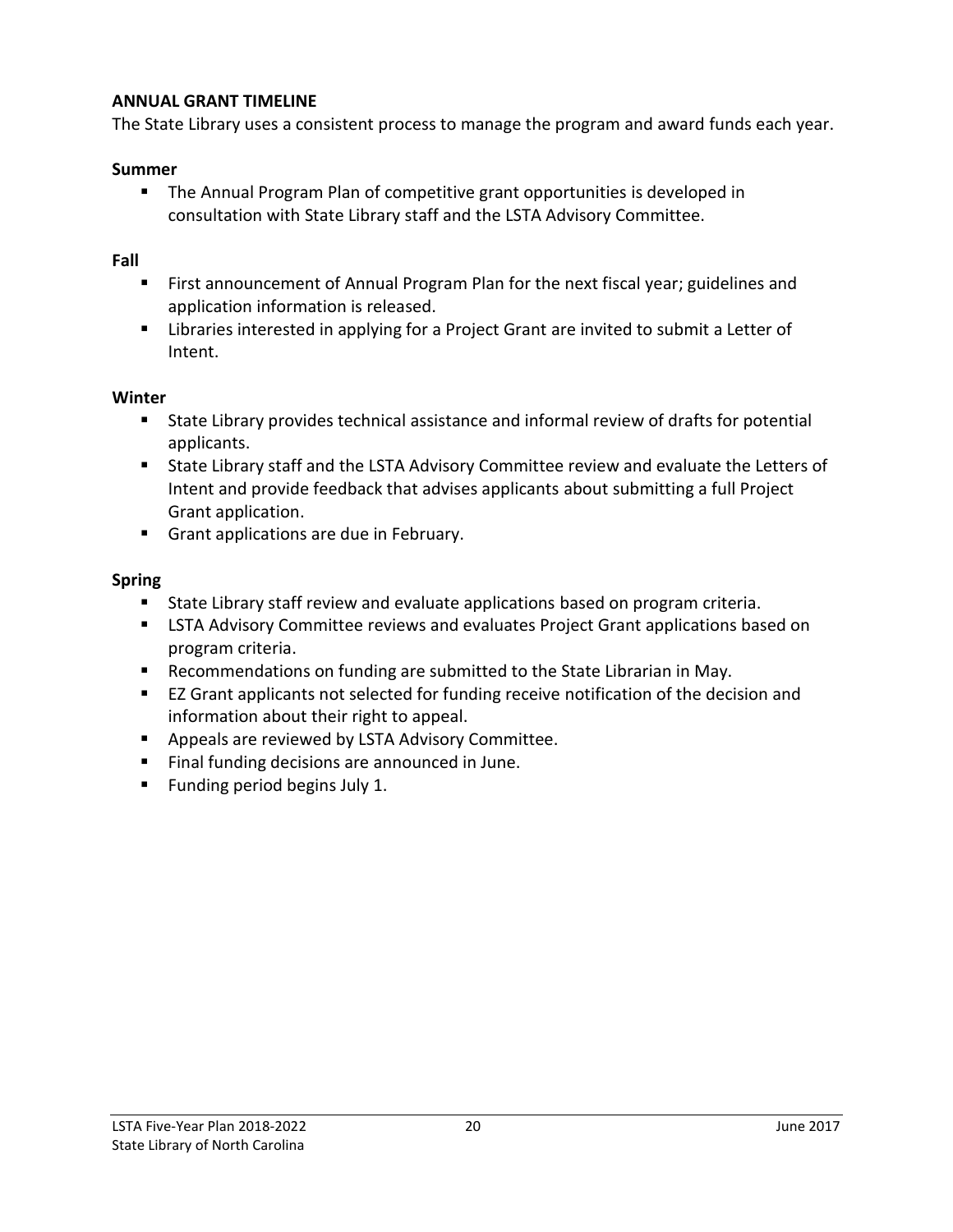**ANNUAL GRANT TIMELINE**

The State Library uses a consistent process to manage the program and award funds each year.

**Summer**

- The Annual Program Plan of competitive grant opportunities is developed in consultation with State Library staff and the LSTA Advisory Committee.

**Fall**

- First announcement of Annual Program Plan for the next fiscal year; guidelines and application information is released.
- Libraries interested in applying for a Project Grant are invited to submit a Letter of Intent.

**Winter**

- State Library provides technical assistance and informal review of drafts for potential applicants.
- State Library staff and the LSTA Advisory Committee review and evaluate the Letters of Intent and provide feedback that advises applicants about submitting a full Project Grant application.
- Grant applications are due in February.

**Spring**

- State Library staff review and evaluate applications based on program criteria.
- LSTA Advisory Committee reviews and evaluates Project Grant applications based on program criteria.
- Recommendations on funding are submitted to the State Librarian in May.
- EZ Grant applicants not selected for funding receive notification of the decision and information about their right to appeal.
- Appeals are reviewed by LSTA Advisory Committee.
- Final funding decisions are announced in June.
- Funding period begins July 1.